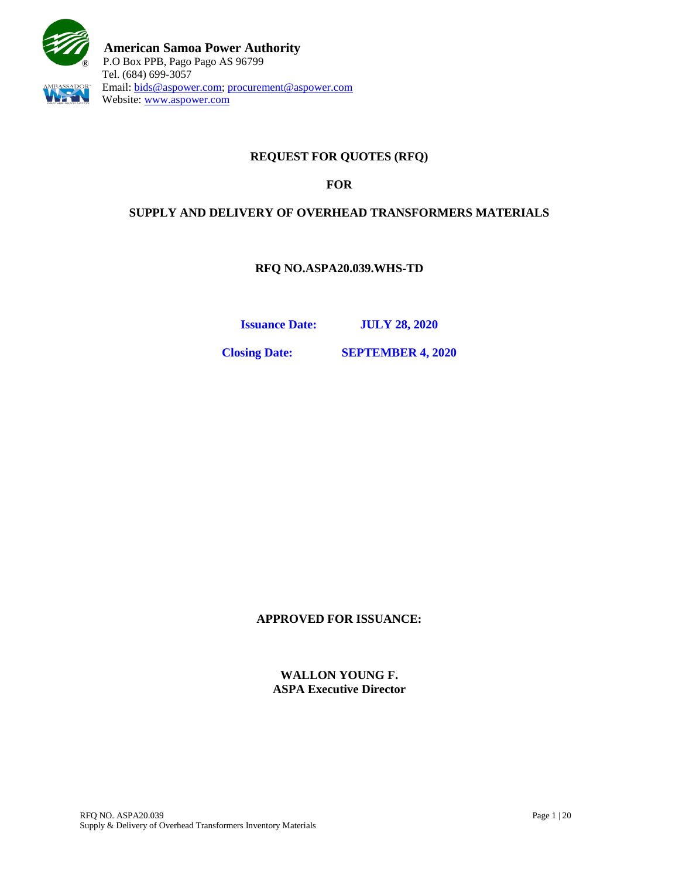**American Samoa Power Authority**
P.O Box PPB, Pago Pago AS 96799
Tel. (684) 699-3057
Email: bids@aspower.com; procurement@aspower.com
Website: www.aspower.com

# REQUEST FOR QUOTES (RFQ)

# FOR

# SUPPLY AND DELIVERY OF OVERHEAD TRANSFORMERS MATERIALS

## RFQ NO.ASPA20.039.WHS-TD

**Issuance Date:** **JULY 28, 2020**

**Closing Date:** **SEPTEMBER 4, 2020**

**APPROVED FOR ISSUANCE:**

**WALLON YOUNG F.**
**ASPA Executive Director**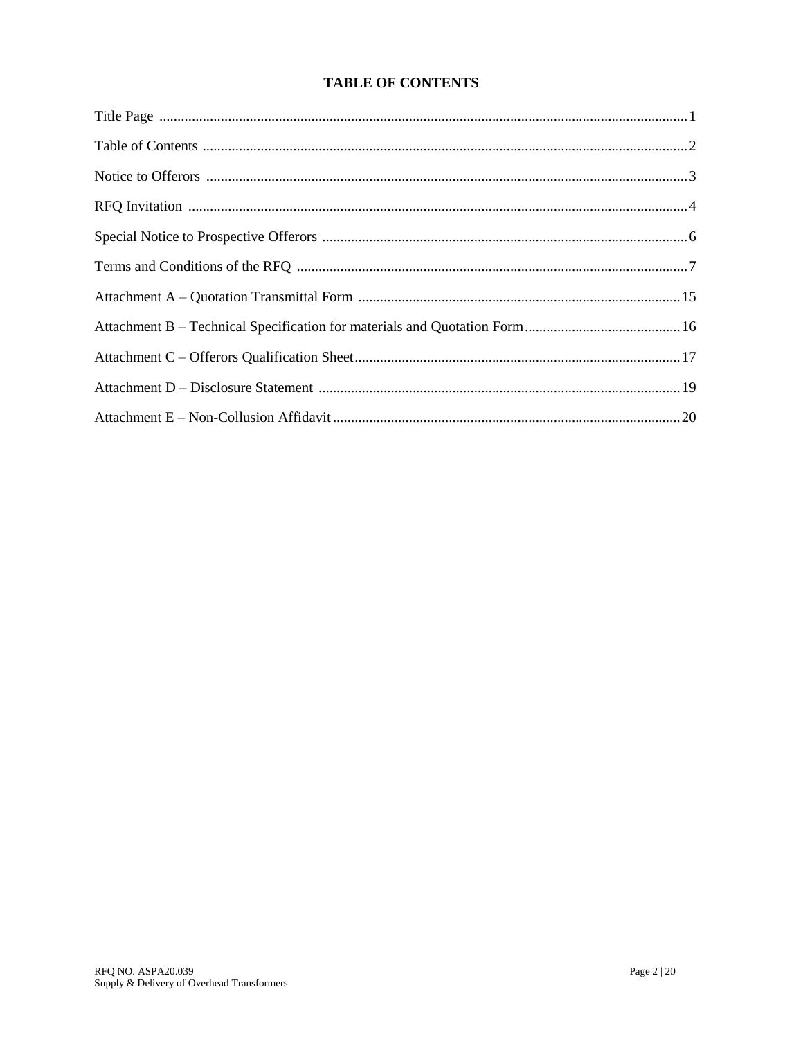# TABLE OF CONTENTS

| | |
|---|---|
| Title Page | 1 |
| Table of Contents | 2 |
| Notice to Offerors | 3 |
| RFQ Invitation | 4 |
| Special Notice to Prospective Offerors | 6 |
| Terms and Conditions of the RFQ | 7 |
| Attachment A – Quotation Transmittal Form | 15 |
| Attachment B – Technical Specification for materials and Quotation Form | 16 |
| Attachment C – Offerors Qualification Sheet | 17 |
| Attachment D – Disclosure Statement | 19 |
| Attachment E – Non-Collusion Affidavit | 20 |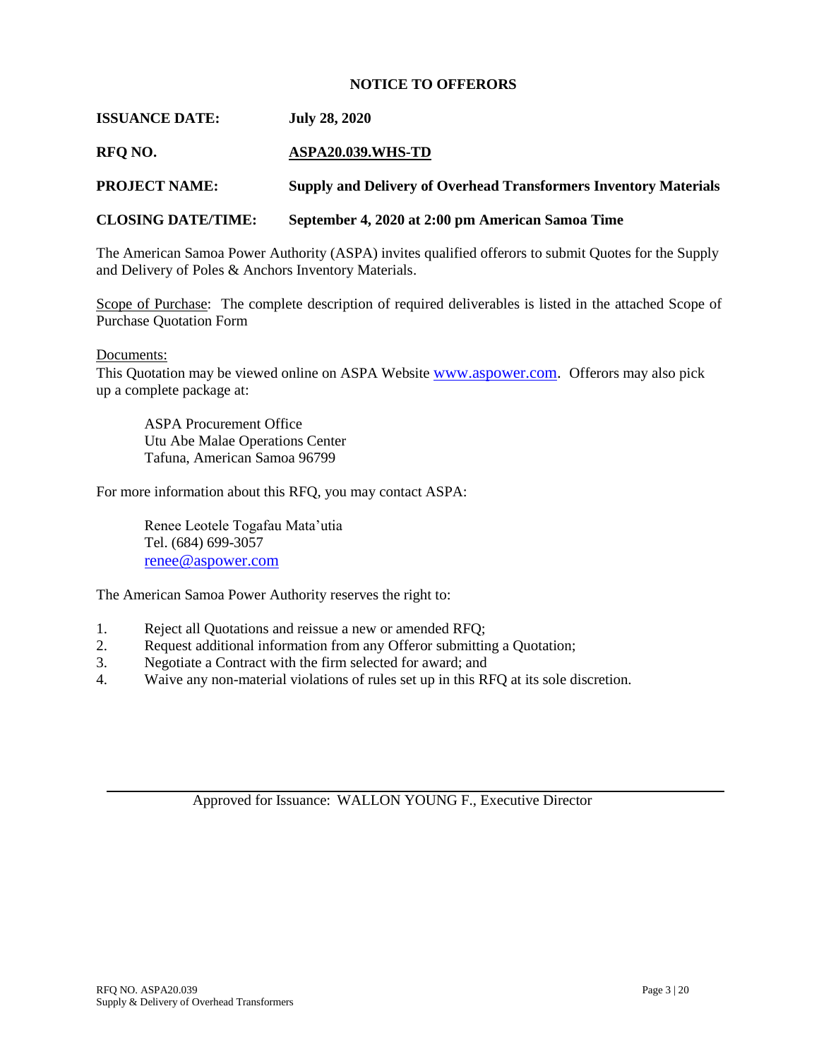## NOTICE TO OFFERORS

**ISSUANCE DATE:** **July 28, 2020**

**RFQ NO.** **ASPA20.039.WHS-TD**

**PROJECT NAME:** **Supply and Delivery of Overhead Transformers Inventory Materials**

**CLOSING DATE/TIME:** **September 4, 2020 at 2:00 pm American Samoa Time**

The American Samoa Power Authority (ASPA) invites qualified offerors to submit Quotes for the Supply and Delivery of Poles & Anchors Inventory Materials.

Scope of Purchase: The complete description of required deliverables is listed in the attached Scope of Purchase Quotation Form

Documents:
This Quotation may be viewed online on ASPA Website www.aspower.com. Offerors may also pick up a complete package at:

> ASPA Procurement Office
> Utu Abe Malae Operations Center
> Tafuna, American Samoa 96799

For more information about this RFQ, you may contact ASPA:

> Renee Leotele Togafau Mata'utia
> Tel. (684) 699-3057
> renee@aspower.com

The American Samoa Power Authority reserves the right to:

1. Reject all Quotations and reissue a new or amended RFQ;
2. Request additional information from any Offeror submitting a Quotation;
3. Negotiate a Contract with the firm selected for award; and
4. Waive any non-material violations of rules set up in this RFQ at its sole discretion.

---

Approved for Issuance: WALLON YOUNG F., Executive Director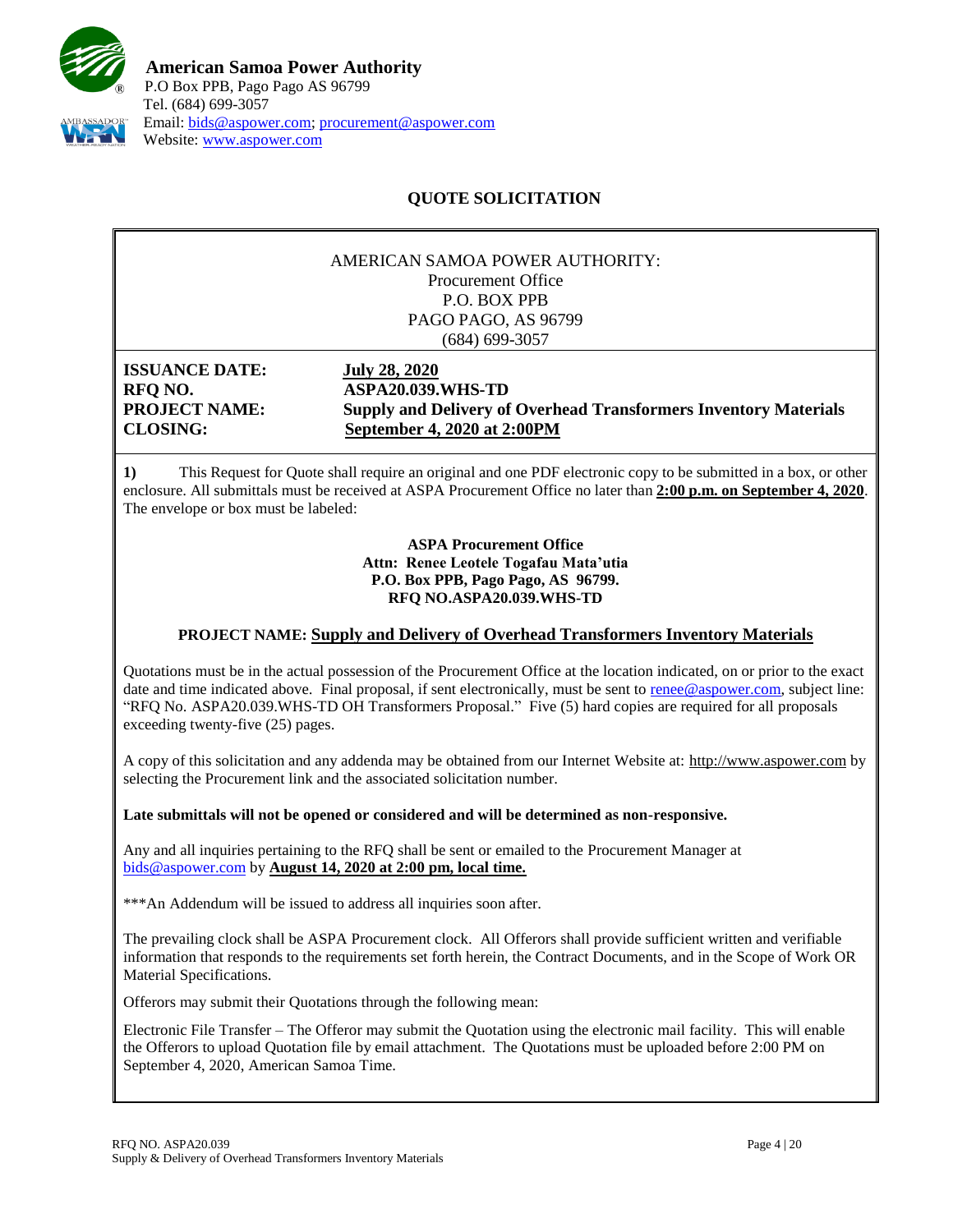**American Samoa Power Authority**
P.O Box PPB, Pago Pago AS 96799
Tel. (684) 699-3057
Email: bids@aspower.com; procurement@aspower.com
Website: www.aspower.com

## QUOTE SOLICITATION

AMERICAN SAMOA POWER AUTHORITY:
Procurement Office
P.O. BOX PPB
PAGO PAGO, AS 96799
(684) 699-3057

**ISSUANCE DATE:** **July 28, 2020**
**RFQ NO.** **ASPA20.039.WHS-TD**
**PROJECT NAME:** **Supply and Delivery of Overhead Transformers Inventory Materials**
**CLOSING:** **September 4, 2020 at 2:00PM**

**1)** This Request for Quote shall require an original and one PDF electronic copy to be submitted in a box, or other enclosure. All submittals must be received at ASPA Procurement Office no later than **2:00 p.m. on September 4, 2020**. The envelope or box must be labeled:

**ASPA Procurement Office**
**Attn: Renee Leotele Togafau Mata'utia**
**P.O. Box PPB, Pago Pago, AS 96799.**
**RFQ NO.ASPA20.039.WHS-TD**

**PROJECT NAME: Supply and Delivery of Overhead Transformers Inventory Materials**

Quotations must be in the actual possession of the Procurement Office at the location indicated, on or prior to the exact date and time indicated above. Final proposal, if sent electronically, must be sent to renee@aspower.com, subject line: "RFQ No. ASPA20.039.WHS-TD OH Transformers Proposal." Five (5) hard copies are required for all proposals exceeding twenty-five (25) pages.

A copy of this solicitation and any addenda may be obtained from our Internet Website at: http://www.aspower.com by selecting the Procurement link and the associated solicitation number.

**Late submittals will not be opened or considered and will be determined as non-responsive.**

Any and all inquiries pertaining to the RFQ shall be sent or emailed to the Procurement Manager at bids@aspower.com by **August 14, 2020 at 2:00 pm, local time.**

***An Addendum will be issued to address all inquiries soon after.

The prevailing clock shall be ASPA Procurement clock. All Offerors shall provide sufficient written and verifiable information that responds to the requirements set forth herein, the Contract Documents, and in the Scope of Work OR Material Specifications.

Offerors may submit their Quotations through the following mean:

Electronic File Transfer – The Offeror may submit the Quotation using the electronic mail facility. This will enable the Offerors to upload Quotation file by email attachment. The Quotations must be uploaded before 2:00 PM on September 4, 2020, American Samoa Time.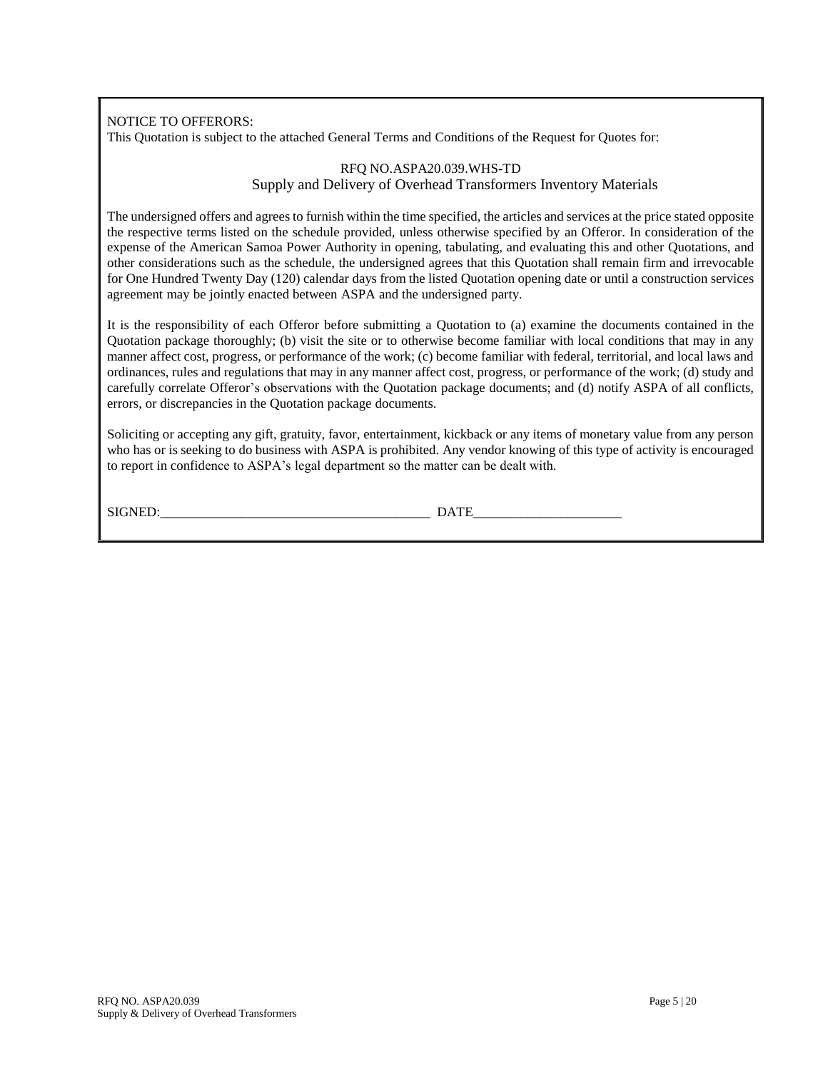NOTICE TO OFFERORS:
This Quotation is subject to the attached General Terms and Conditions of the Request for Quotes for:

RFQ NO.ASPA20.039.WHS-TD
Supply and Delivery of Overhead Transformers Inventory Materials

The undersigned offers and agrees to furnish within the time specified, the articles and services at the price stated opposite the respective terms listed on the schedule provided, unless otherwise specified by an Offeror. In consideration of the expense of the American Samoa Power Authority in opening, tabulating, and evaluating this and other Quotations, and other considerations such as the schedule, the undersigned agrees that this Quotation shall remain firm and irrevocable for One Hundred Twenty Day (120) calendar days from the listed Quotation opening date or until a construction services agreement may be jointly enacted between ASPA and the undersigned party.

It is the responsibility of each Offeror before submitting a Quotation to (a) examine the documents contained in the Quotation package thoroughly; (b) visit the site or to otherwise become familiar with local conditions that may in any manner affect cost, progress, or performance of the work; (c) become familiar with federal, territorial, and local laws and ordinances, rules and regulations that may in any manner affect cost, progress, or performance of the work; (d) study and carefully correlate Offeror's observations with the Quotation package documents; and (d) notify ASPA of all conflicts, errors, or discrepancies in the Quotation package documents.

Soliciting or accepting any gift, gratuity, favor, entertainment, kickback or any items of monetary value from any person who has or is seeking to do business with ASPA is prohibited. Any vendor knowing of this type of activity is encouraged to report in confidence to ASPA's legal department so the matter can be dealt with.

SIGNED:________________________________________ DATE______________________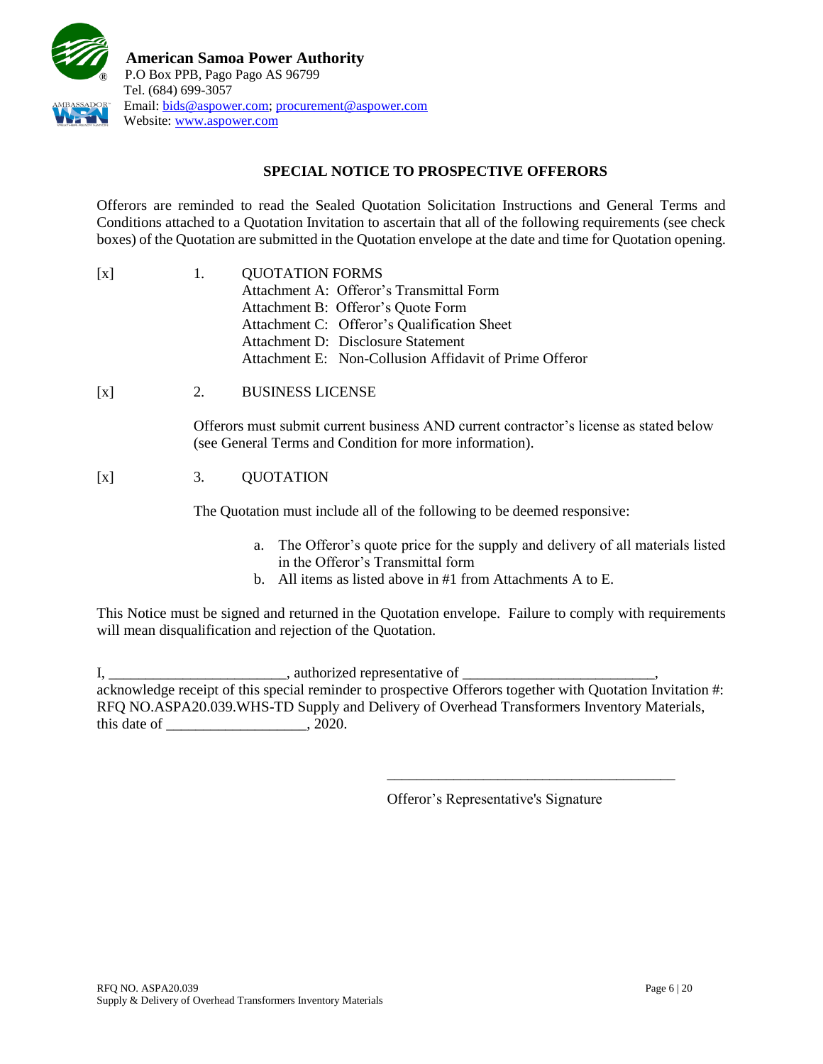**American Samoa Power Authority**
P.O Box PPB, Pago Pago AS 96799
Tel. (684) 699-3057
Email: bids@aspower.com; procurement@aspower.com
Website: www.aspower.com

## SPECIAL NOTICE TO PROSPECTIVE OFFERORS

Offerors are reminded to read the Sealed Quotation Solicitation Instructions and General Terms and Conditions attached to a Quotation Invitation to ascertain that all of the following requirements (see check boxes) of the Quotation are submitted in the Quotation envelope at the date and time for Quotation opening.

[x] 1. QUOTATION FORMS
- Attachment A: Offeror's Transmittal Form
- Attachment B: Offeror's Quote Form
- Attachment C: Offeror's Qualification Sheet
- Attachment D: Disclosure Statement
- Attachment E: Non-Collusion Affidavit of Prime Offeror

[x] 2. BUSINESS LICENSE

Offerors must submit current business AND current contractor's license as stated below (see General Terms and Condition for more information).

[x] 3. QUOTATION

The Quotation must include all of the following to be deemed responsive:

a. The Offeror's quote price for the supply and delivery of all materials listed in the Offeror's Transmittal form
b. All items as listed above in #1 from Attachments A to E.

This Notice must be signed and returned in the Quotation envelope. Failure to comply with requirements will mean disqualification and rejection of the Quotation.

I, ________________________, authorized representative of __________________________, acknowledge receipt of this special reminder to prospective Offerors together with Quotation Invitation #: RFQ NO.ASPA20.039.WHS-TD Supply and Delivery of Overhead Transformers Inventory Materials, this date of ___________________, 2020.

________________________________________

Offeror's Representative's Signature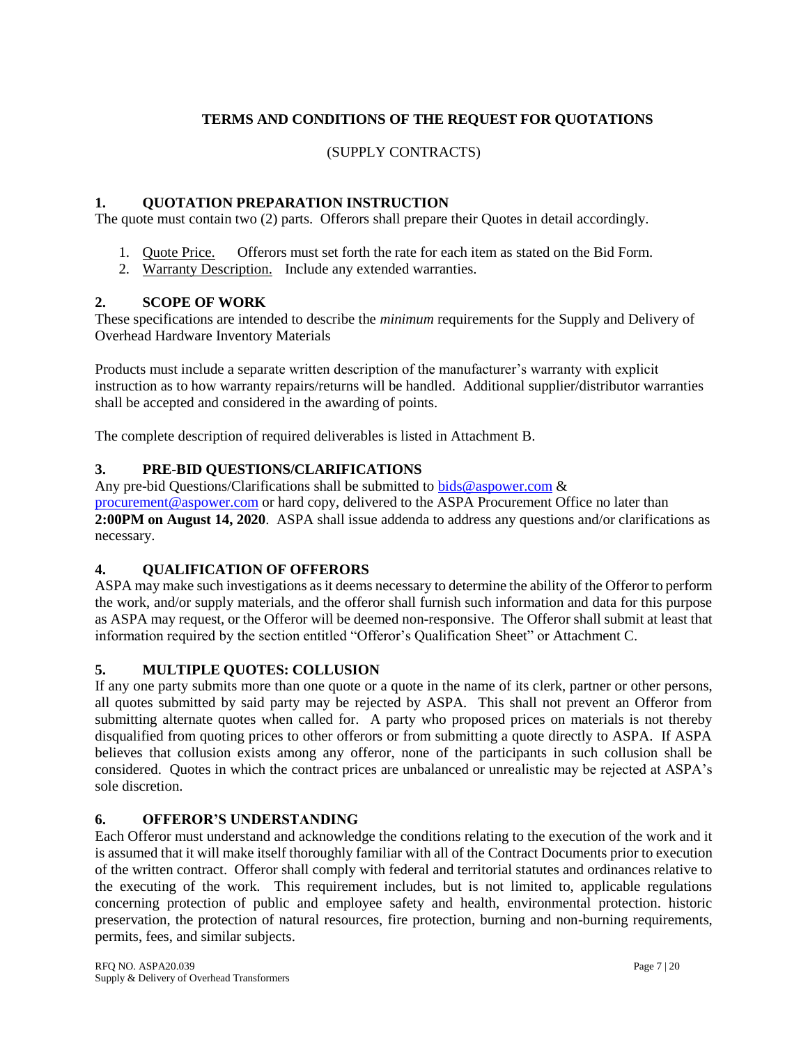# TERMS AND CONDITIONS OF THE REQUEST FOR QUOTATIONS

(SUPPLY CONTRACTS)

## 1. QUOTATION PREPARATION INSTRUCTION

The quote must contain two (2) parts. Offerors shall prepare their Quotes in detail accordingly.

1. Quote Price. Offerors must set forth the rate for each item as stated on the Bid Form.
2. Warranty Description. Include any extended warranties.

## 2. SCOPE OF WORK

These specifications are intended to describe the *minimum* requirements for the Supply and Delivery of Overhead Hardware Inventory Materials

Products must include a separate written description of the manufacturer's warranty with explicit instruction as to how warranty repairs/returns will be handled. Additional supplier/distributor warranties shall be accepted and considered in the awarding of points.

The complete description of required deliverables is listed in Attachment B.

## 3. PRE-BID QUESTIONS/CLARIFICATIONS

Any pre-bid Questions/Clarifications shall be submitted to bids@aspower.com & procurement@aspower.com or hard copy, delivered to the ASPA Procurement Office no later than **2:00PM on August 14, 2020**. ASPA shall issue addenda to address any questions and/or clarifications as necessary.

## 4. QUALIFICATION OF OFFERORS

ASPA may make such investigations as it deems necessary to determine the ability of the Offeror to perform the work, and/or supply materials, and the offeror shall furnish such information and data for this purpose as ASPA may request, or the Offeror will be deemed non-responsive. The Offeror shall submit at least that information required by the section entitled "Offeror's Qualification Sheet" or Attachment C.

## 5. MULTIPLE QUOTES: COLLUSION

If any one party submits more than one quote or a quote in the name of its clerk, partner or other persons, all quotes submitted by said party may be rejected by ASPA. This shall not prevent an Offeror from submitting alternate quotes when called for. A party who proposed prices on materials is not thereby disqualified from quoting prices to other offerors or from submitting a quote directly to ASPA. If ASPA believes that collusion exists among any offeror, none of the participants in such collusion shall be considered. Quotes in which the contract prices are unbalanced or unrealistic may be rejected at ASPA's sole discretion.

## 6. OFFEROR'S UNDERSTANDING

Each Offeror must understand and acknowledge the conditions relating to the execution of the work and it is assumed that it will make itself thoroughly familiar with all of the Contract Documents prior to execution of the written contract. Offeror shall comply with federal and territorial statutes and ordinances relative to the executing of the work. This requirement includes, but is not limited to, applicable regulations concerning protection of public and employee safety and health, environmental protection. historic preservation, the protection of natural resources, fire protection, burning and non-burning requirements, permits, fees, and similar subjects.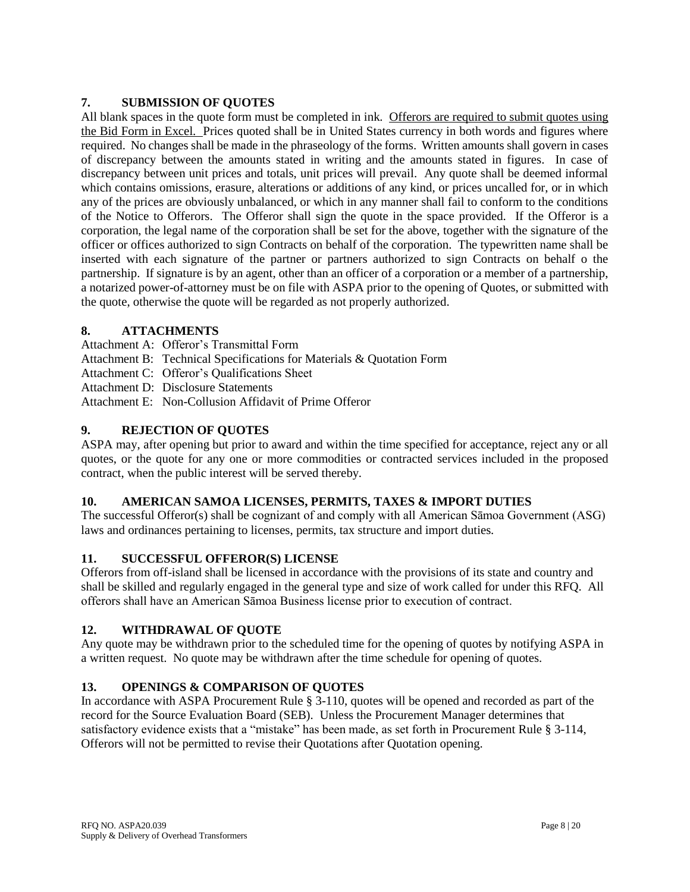## 7. SUBMISSION OF QUOTES

All blank spaces in the quote form must be completed in ink. <u>Offerors are required to submit quotes using the Bid Form in Excel.</u> Prices quoted shall be in United States currency in both words and figures where required. No changes shall be made in the phraseology of the forms. Written amounts shall govern in cases of discrepancy between the amounts stated in writing and the amounts stated in figures. In case of discrepancy between unit prices and totals, unit prices will prevail. Any quote shall be deemed informal which contains omissions, erasure, alterations or additions of any kind, or prices uncalled for, or in which any of the prices are obviously unbalanced, or which in any manner shall fail to conform to the conditions of the Notice to Offerors. The Offeror shall sign the quote in the space provided. If the Offeror is a corporation, the legal name of the corporation shall be set for the above, together with the signature of the officer or offices authorized to sign Contracts on behalf of the corporation. The typewritten name shall be inserted with each signature of the partner or partners authorized to sign Contracts on behalf o the partnership. If signature is by an agent, other than an officer of a corporation or a member of a partnership, a notarized power-of-attorney must be on file with ASPA prior to the opening of Quotes, or submitted with the quote, otherwise the quote will be regarded as not properly authorized.

## 8. ATTACHMENTS

Attachment A: Offeror's Transmittal Form
Attachment B: Technical Specifications for Materials & Quotation Form
Attachment C: Offeror's Qualifications Sheet
Attachment D: Disclosure Statements
Attachment E: Non-Collusion Affidavit of Prime Offeror

## 9. REJECTION OF QUOTES

ASPA may, after opening but prior to award and within the time specified for acceptance, reject any or all quotes, or the quote for any one or more commodities or contracted services included in the proposed contract, when the public interest will be served thereby.

## 10. AMERICAN SAMOA LICENSES, PERMITS, TAXES & IMPORT DUTIES

The successful Offeror(s) shall be cognizant of and comply with all American Sāmoa Government (ASG) laws and ordinances pertaining to licenses, permits, tax structure and import duties.

## 11. SUCCESSFUL OFFEROR(S) LICENSE

Offerors from off-island shall be licensed in accordance with the provisions of its state and country and shall be skilled and regularly engaged in the general type and size of work called for under this RFQ. All offerors shall have an American Sāmoa Business license prior to execution of contract.

## 12. WITHDRAWAL OF QUOTE

Any quote may be withdrawn prior to the scheduled time for the opening of quotes by notifying ASPA in a written request. No quote may be withdrawn after the time schedule for opening of quotes.

## 13. OPENINGS & COMPARISON OF QUOTES

In accordance with ASPA Procurement Rule § 3-110, quotes will be opened and recorded as part of the record for the Source Evaluation Board (SEB). Unless the Procurement Manager determines that satisfactory evidence exists that a "mistake" has been made, as set forth in Procurement Rule § 3-114, Offerors will not be permitted to revise their Quotations after Quotation opening.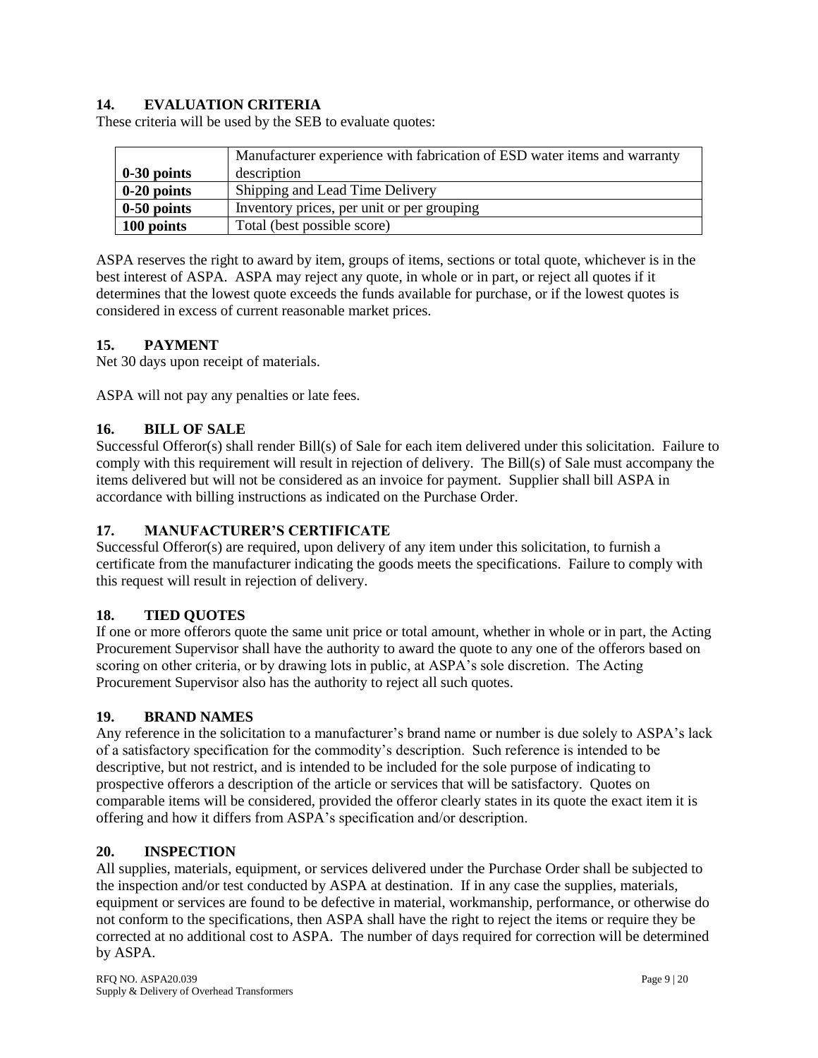## 14. EVALUATION CRITERIA

These criteria will be used by the SEB to evaluate quotes:

| | |
|---|---|
| **0-30 points** | Manufacturer experience with fabrication of ESD water items and warranty description |
| **0-20 points** | Shipping and Lead Time Delivery |
| **0-50 points** | Inventory prices, per unit or per grouping |
| **100 points** | Total (best possible score) |

ASPA reserves the right to award by item, groups of items, sections or total quote, whichever is in the best interest of ASPA. ASPA may reject any quote, in whole or in part, or reject all quotes if it determines that the lowest quote exceeds the funds available for purchase, or if the lowest quotes is considered in excess of current reasonable market prices.

## 15. PAYMENT

Net 30 days upon receipt of materials.

ASPA will not pay any penalties or late fees.

## 16. BILL OF SALE

Successful Offeror(s) shall render Bill(s) of Sale for each item delivered under this solicitation. Failure to comply with this requirement will result in rejection of delivery. The Bill(s) of Sale must accompany the items delivered but will not be considered as an invoice for payment. Supplier shall bill ASPA in accordance with billing instructions as indicated on the Purchase Order.

## 17. MANUFACTURER'S CERTIFICATE

Successful Offeror(s) are required, upon delivery of any item under this solicitation, to furnish a certificate from the manufacturer indicating the goods meets the specifications. Failure to comply with this request will result in rejection of delivery.

## 18. TIED QUOTES

If one or more offerors quote the same unit price or total amount, whether in whole or in part, the Acting Procurement Supervisor shall have the authority to award the quote to any one of the offerors based on scoring on other criteria, or by drawing lots in public, at ASPA's sole discretion. The Acting Procurement Supervisor also has the authority to reject all such quotes.

## 19. BRAND NAMES

Any reference in the solicitation to a manufacturer's brand name or number is due solely to ASPA's lack of a satisfactory specification for the commodity's description. Such reference is intended to be descriptive, but not restrict, and is intended to be included for the sole purpose of indicating to prospective offerors a description of the article or services that will be satisfactory. Quotes on comparable items will be considered, provided the offeror clearly states in its quote the exact item it is offering and how it differs from ASPA's specification and/or description.

## 20. INSPECTION

All supplies, materials, equipment, or services delivered under the Purchase Order shall be subjected to the inspection and/or test conducted by ASPA at destination. If in any case the supplies, materials, equipment or services are found to be defective in material, workmanship, performance, or otherwise do not conform to the specifications, then ASPA shall have the right to reject the items or require they be corrected at no additional cost to ASPA. The number of days required for correction will be determined by ASPA.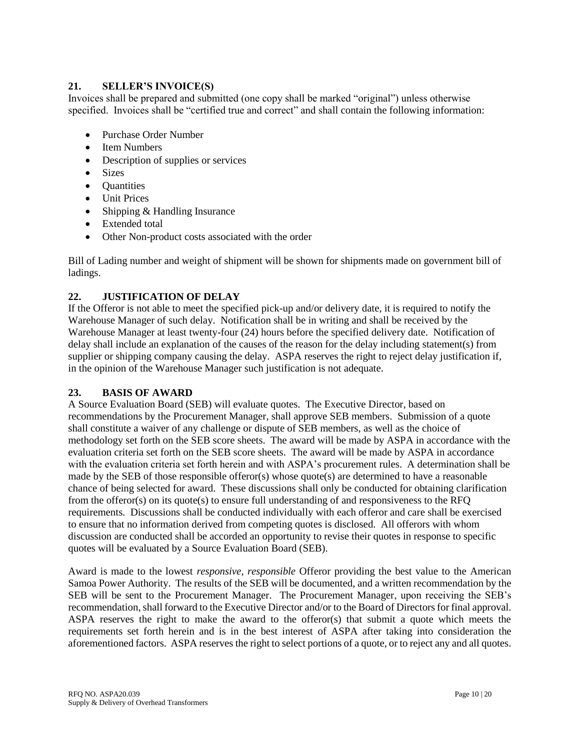## 21. SELLER'S INVOICE(S)

Invoices shall be prepared and submitted (one copy shall be marked "original") unless otherwise specified. Invoices shall be "certified true and correct" and shall contain the following information:

- Purchase Order Number
- Item Numbers
- Description of supplies or services
- Sizes
- Quantities
- Unit Prices
- Shipping & Handling Insurance
- Extended total
- Other Non-product costs associated with the order

Bill of Lading number and weight of shipment will be shown for shipments made on government bill of ladings.

## 22. JUSTIFICATION OF DELAY

If the Offeror is not able to meet the specified pick-up and/or delivery date, it is required to notify the Warehouse Manager of such delay. Notification shall be in writing and shall be received by the Warehouse Manager at least twenty-four (24) hours before the specified delivery date. Notification of delay shall include an explanation of the causes of the reason for the delay including statement(s) from supplier or shipping company causing the delay. ASPA reserves the right to reject delay justification if, in the opinion of the Warehouse Manager such justification is not adequate.

## 23. BASIS OF AWARD

A Source Evaluation Board (SEB) will evaluate quotes. The Executive Director, based on recommendations by the Procurement Manager, shall approve SEB members. Submission of a quote shall constitute a waiver of any challenge or dispute of SEB members, as well as the choice of methodology set forth on the SEB score sheets. The award will be made by ASPA in accordance with the evaluation criteria set forth on the SEB score sheets. The award will be made by ASPA in accordance with the evaluation criteria set forth herein and with ASPA's procurement rules. A determination shall be made by the SEB of those responsible offeror(s) whose quote(s) are determined to have a reasonable chance of being selected for award. These discussions shall only be conducted for obtaining clarification from the offeror(s) on its quote(s) to ensure full understanding of and responsiveness to the RFQ requirements. Discussions shall be conducted individually with each offeror and care shall be exercised to ensure that no information derived from competing quotes is disclosed. All offerors with whom discussion are conducted shall be accorded an opportunity to revise their quotes in response to specific quotes will be evaluated by a Source Evaluation Board (SEB).

Award is made to the lowest *responsive, responsible* Offeror providing the best value to the American Samoa Power Authority. The results of the SEB will be documented, and a written recommendation by the SEB will be sent to the Procurement Manager. The Procurement Manager, upon receiving the SEB's recommendation, shall forward to the Executive Director and/or to the Board of Directors for final approval. ASPA reserves the right to make the award to the offeror(s) that submit a quote which meets the requirements set forth herein and is in the best interest of ASPA after taking into consideration the aforementioned factors. ASPA reserves the right to select portions of a quote, or to reject any and all quotes.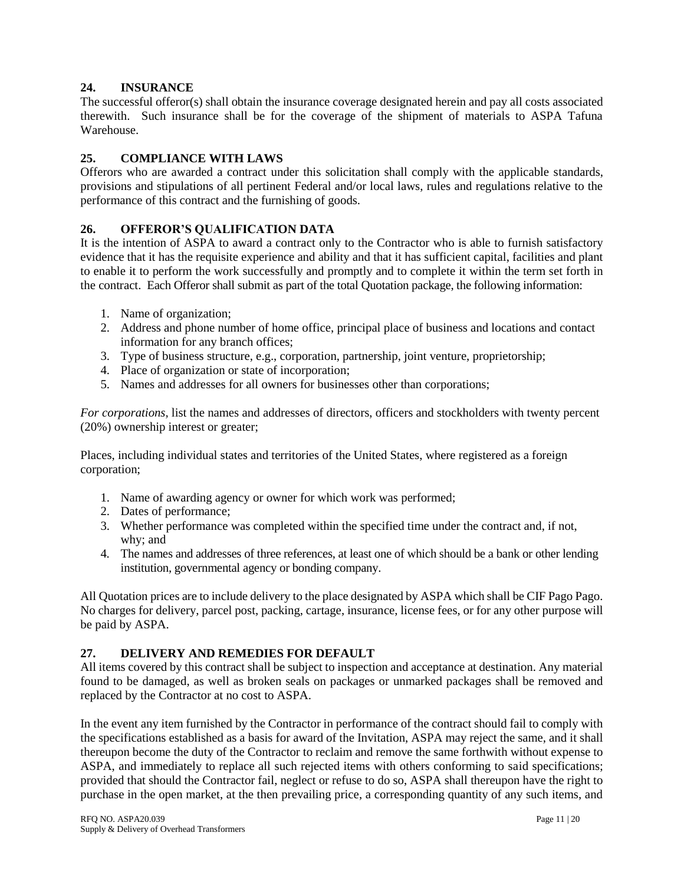## 24. INSURANCE

The successful offeror(s) shall obtain the insurance coverage designated herein and pay all costs associated therewith. Such insurance shall be for the coverage of the shipment of materials to ASPA Tafuna Warehouse.

## 25. COMPLIANCE WITH LAWS

Offerors who are awarded a contract under this solicitation shall comply with the applicable standards, provisions and stipulations of all pertinent Federal and/or local laws, rules and regulations relative to the performance of this contract and the furnishing of goods.

## 26. OFFEROR'S QUALIFICATION DATA

It is the intention of ASPA to award a contract only to the Contractor who is able to furnish satisfactory evidence that it has the requisite experience and ability and that it has sufficient capital, facilities and plant to enable it to perform the work successfully and promptly and to complete it within the term set forth in the contract. Each Offeror shall submit as part of the total Quotation package, the following information:

1. Name of organization;
2. Address and phone number of home office, principal place of business and locations and contact information for any branch offices;
3. Type of business structure, e.g., corporation, partnership, joint venture, proprietorship;
4. Place of organization or state of incorporation;
5. Names and addresses for all owners for businesses other than corporations;

*For corporations,* list the names and addresses of directors, officers and stockholders with twenty percent (20%) ownership interest or greater;

Places, including individual states and territories of the United States, where registered as a foreign corporation;

1. Name of awarding agency or owner for which work was performed;
2. Dates of performance;
3. Whether performance was completed within the specified time under the contract and, if not, why; and
4. The names and addresses of three references, at least one of which should be a bank or other lending institution, governmental agency or bonding company.

All Quotation prices are to include delivery to the place designated by ASPA which shall be CIF Pago Pago. No charges for delivery, parcel post, packing, cartage, insurance, license fees, or for any other purpose will be paid by ASPA.

## 27. DELIVERY AND REMEDIES FOR DEFAULT

All items covered by this contract shall be subject to inspection and acceptance at destination. Any material found to be damaged, as well as broken seals on packages or unmarked packages shall be removed and replaced by the Contractor at no cost to ASPA.

In the event any item furnished by the Contractor in performance of the contract should fail to comply with the specifications established as a basis for award of the Invitation, ASPA may reject the same, and it shall thereupon become the duty of the Contractor to reclaim and remove the same forthwith without expense to ASPA, and immediately to replace all such rejected items with others conforming to said specifications; provided that should the Contractor fail, neglect or refuse to do so, ASPA shall thereupon have the right to purchase in the open market, at the then prevailing price, a corresponding quantity of any such items, and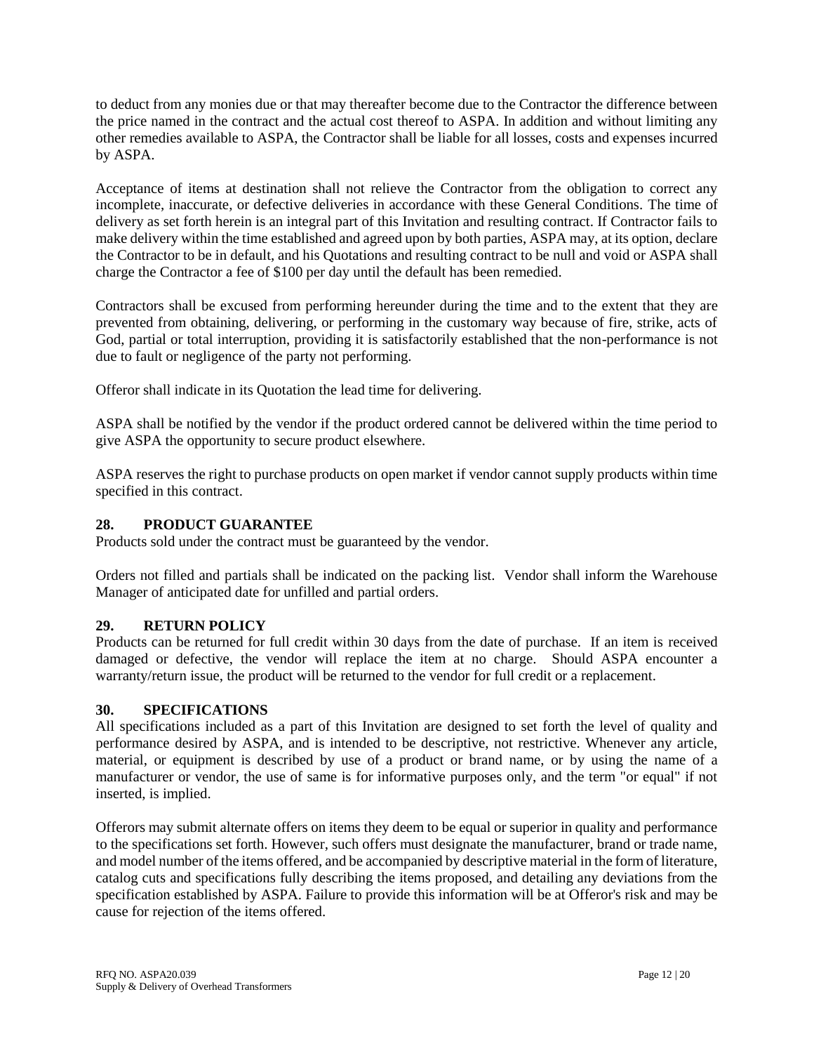to deduct from any monies due or that may thereafter become due to the Contractor the difference between the price named in the contract and the actual cost thereof to ASPA. In addition and without limiting any other remedies available to ASPA, the Contractor shall be liable for all losses, costs and expenses incurred by ASPA.

Acceptance of items at destination shall not relieve the Contractor from the obligation to correct any incomplete, inaccurate, or defective deliveries in accordance with these General Conditions. The time of delivery as set forth herein is an integral part of this Invitation and resulting contract. If Contractor fails to make delivery within the time established and agreed upon by both parties, ASPA may, at its option, declare the Contractor to be in default, and his Quotations and resulting contract to be null and void or ASPA shall charge the Contractor a fee of $100 per day until the default has been remedied.

Contractors shall be excused from performing hereunder during the time and to the extent that they are prevented from obtaining, delivering, or performing in the customary way because of fire, strike, acts of God, partial or total interruption, providing it is satisfactorily established that the non-performance is not due to fault or negligence of the party not performing.

Offeror shall indicate in its Quotation the lead time for delivering.

ASPA shall be notified by the vendor if the product ordered cannot be delivered within the time period to give ASPA the opportunity to secure product elsewhere.

ASPA reserves the right to purchase products on open market if vendor cannot supply products within time specified in this contract.

## 28. PRODUCT GUARANTEE

Products sold under the contract must be guaranteed by the vendor.

Orders not filled and partials shall be indicated on the packing list. Vendor shall inform the Warehouse Manager of anticipated date for unfilled and partial orders.

## 29. RETURN POLICY

Products can be returned for full credit within 30 days from the date of purchase. If an item is received damaged or defective, the vendor will replace the item at no charge. Should ASPA encounter a warranty/return issue, the product will be returned to the vendor for full credit or a replacement.

## 30. SPECIFICATIONS

All specifications included as a part of this Invitation are designed to set forth the level of quality and performance desired by ASPA, and is intended to be descriptive, not restrictive. Whenever any article, material, or equipment is described by use of a product or brand name, or by using the name of a manufacturer or vendor, the use of same is for informative purposes only, and the term "or equal" if not inserted, is implied.

Offerors may submit alternate offers on items they deem to be equal or superior in quality and performance to the specifications set forth. However, such offers must designate the manufacturer, brand or trade name, and model number of the items offered, and be accompanied by descriptive material in the form of literature, catalog cuts and specifications fully describing the items proposed, and detailing any deviations from the specification established by ASPA. Failure to provide this information will be at Offeror's risk and may be cause for rejection of the items offered.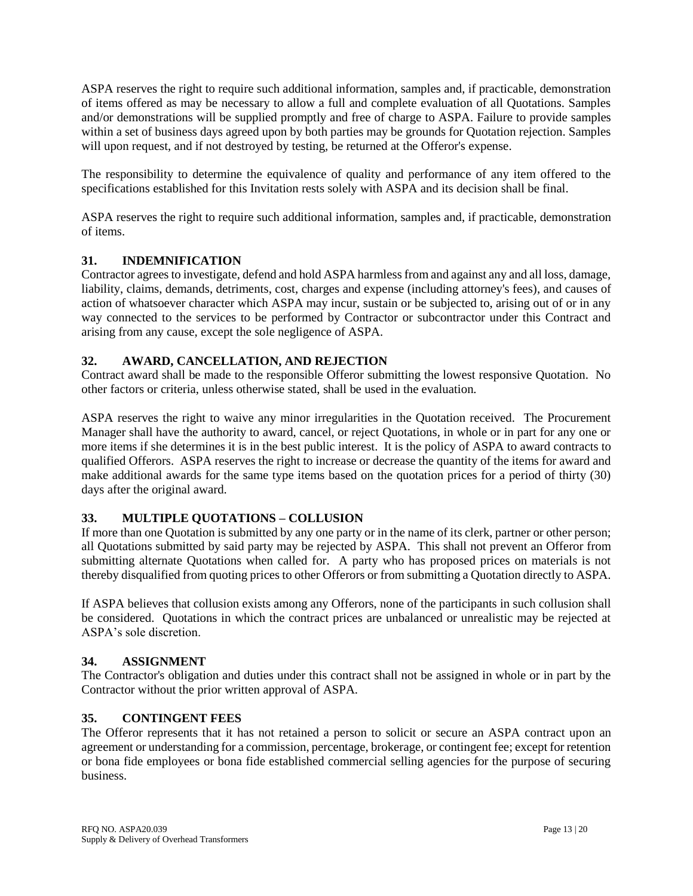ASPA reserves the right to require such additional information, samples and, if practicable, demonstration of items offered as may be necessary to allow a full and complete evaluation of all Quotations. Samples and/or demonstrations will be supplied promptly and free of charge to ASPA. Failure to provide samples within a set of business days agreed upon by both parties may be grounds for Quotation rejection. Samples will upon request, and if not destroyed by testing, be returned at the Offeror's expense.

The responsibility to determine the equivalence of quality and performance of any item offered to the specifications established for this Invitation rests solely with ASPA and its decision shall be final.

ASPA reserves the right to require such additional information, samples and, if practicable, demonstration of items.

## 31. INDEMNIFICATION

Contractor agrees to investigate, defend and hold ASPA harmless from and against any and all loss, damage, liability, claims, demands, detriments, cost, charges and expense (including attorney's fees), and causes of action of whatsoever character which ASPA may incur, sustain or be subjected to, arising out of or in any way connected to the services to be performed by Contractor or subcontractor under this Contract and arising from any cause, except the sole negligence of ASPA.

## 32. AWARD, CANCELLATION, AND REJECTION

Contract award shall be made to the responsible Offeror submitting the lowest responsive Quotation. No other factors or criteria, unless otherwise stated, shall be used in the evaluation.

ASPA reserves the right to waive any minor irregularities in the Quotation received. The Procurement Manager shall have the authority to award, cancel, or reject Quotations, in whole or in part for any one or more items if she determines it is in the best public interest. It is the policy of ASPA to award contracts to qualified Offerors. ASPA reserves the right to increase or decrease the quantity of the items for award and make additional awards for the same type items based on the quotation prices for a period of thirty (30) days after the original award.

## 33. MULTIPLE QUOTATIONS – COLLUSION

If more than one Quotation is submitted by any one party or in the name of its clerk, partner or other person; all Quotations submitted by said party may be rejected by ASPA. This shall not prevent an Offeror from submitting alternate Quotations when called for. A party who has proposed prices on materials is not thereby disqualified from quoting prices to other Offerors or from submitting a Quotation directly to ASPA.

If ASPA believes that collusion exists among any Offerors, none of the participants in such collusion shall be considered. Quotations in which the contract prices are unbalanced or unrealistic may be rejected at ASPA's sole discretion.

## 34. ASSIGNMENT

The Contractor's obligation and duties under this contract shall not be assigned in whole or in part by the Contractor without the prior written approval of ASPA.

## 35. CONTINGENT FEES

The Offeror represents that it has not retained a person to solicit or secure an ASPA contract upon an agreement or understanding for a commission, percentage, brokerage, or contingent fee; except for retention or bona fide employees or bona fide established commercial selling agencies for the purpose of securing business.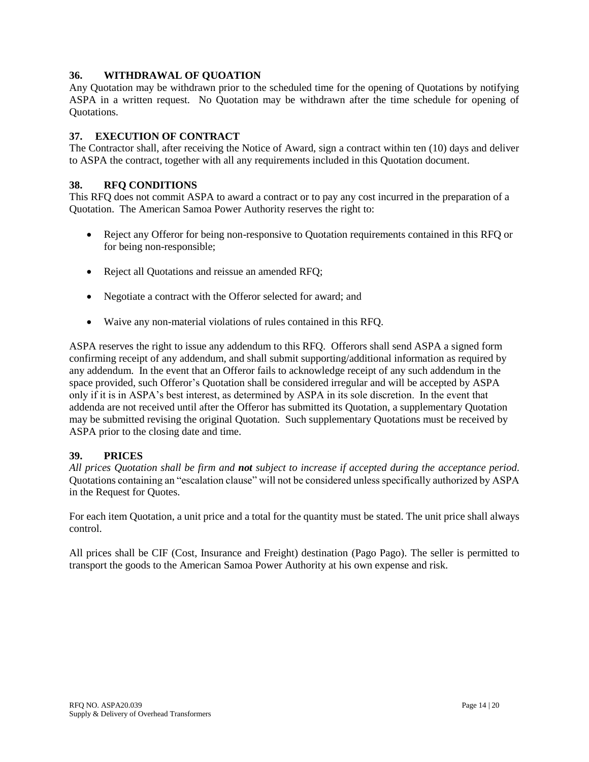## 36. WITHDRAWAL OF QUOATION

Any Quotation may be withdrawn prior to the scheduled time for the opening of Quotations by notifying ASPA in a written request. No Quotation may be withdrawn after the time schedule for opening of Quotations.

## 37. EXECUTION OF CONTRACT

The Contractor shall, after receiving the Notice of Award, sign a contract within ten (10) days and deliver to ASPA the contract, together with all any requirements included in this Quotation document.

## 38. RFQ CONDITIONS

This RFQ does not commit ASPA to award a contract or to pay any cost incurred in the preparation of a Quotation. The American Samoa Power Authority reserves the right to:

- Reject any Offeror for being non-responsive to Quotation requirements contained in this RFQ or for being non-responsible;
- Reject all Quotations and reissue an amended RFQ;
- Negotiate a contract with the Offeror selected for award; and
- Waive any non-material violations of rules contained in this RFQ.

ASPA reserves the right to issue any addendum to this RFQ. Offerors shall send ASPA a signed form confirming receipt of any addendum, and shall submit supporting/additional information as required by any addendum. In the event that an Offeror fails to acknowledge receipt of any such addendum in the space provided, such Offeror's Quotation shall be considered irregular and will be accepted by ASPA only if it is in ASPA's best interest, as determined by ASPA in its sole discretion. In the event that addenda are not received until after the Offeror has submitted its Quotation, a supplementary Quotation may be submitted revising the original Quotation. Such supplementary Quotations must be received by ASPA prior to the closing date and time.

## 39. PRICES

*All prices Quotation shall be firm and **not** subject to increase if accepted during the acceptance period.* Quotations containing an "escalation clause" will not be considered unless specifically authorized by ASPA in the Request for Quotes.

For each item Quotation, a unit price and a total for the quantity must be stated. The unit price shall always control.

All prices shall be CIF (Cost, Insurance and Freight) destination (Pago Pago). The seller is permitted to transport the goods to the American Samoa Power Authority at his own expense and risk.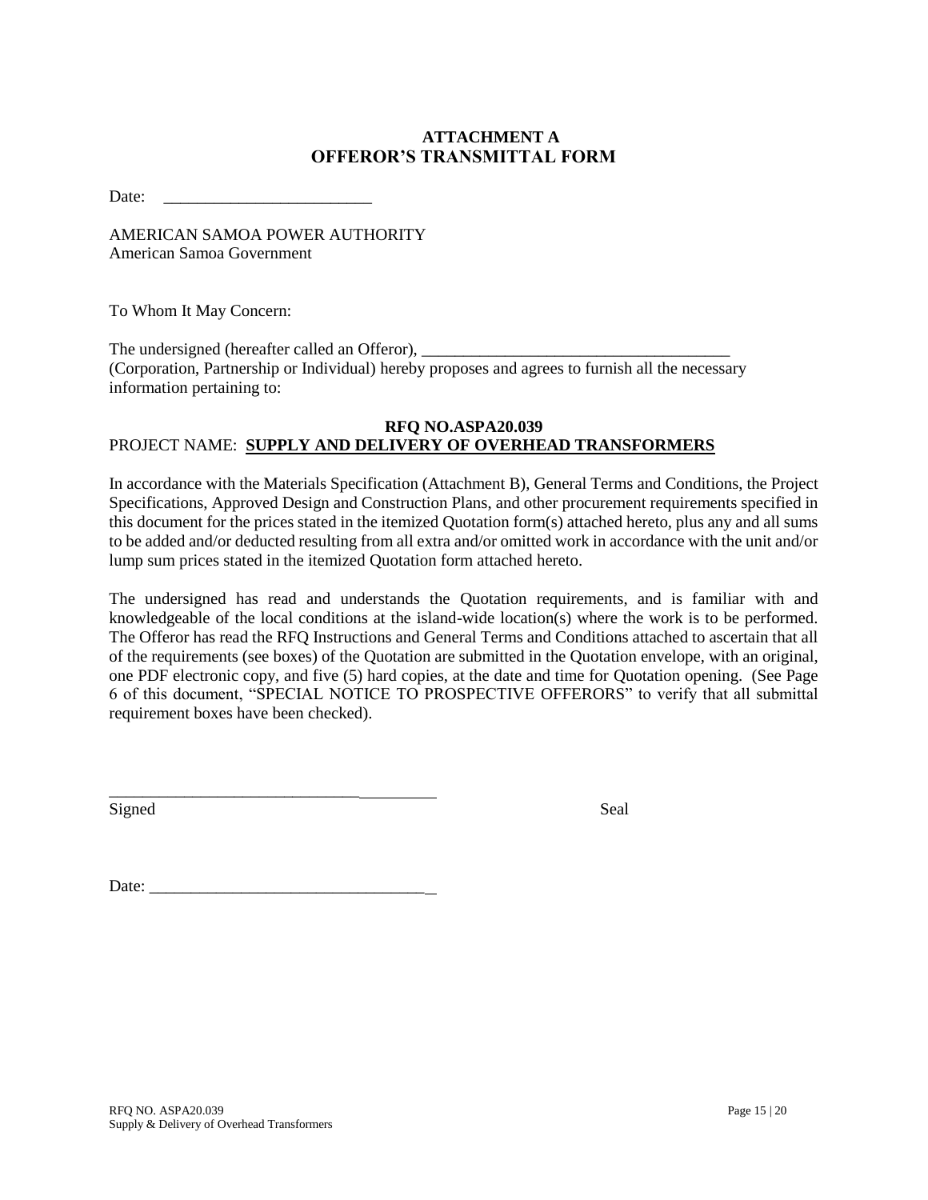# ATTACHMENT A
# OFFEROR'S TRANSMITTAL FORM

Date: \_\_\_\_\_\_\_\_\_\_\_\_\_\_\_\_\_\_\_\_\_\_\_\_\_

AMERICAN SAMOA POWER AUTHORITY
American Samoa Government

To Whom It May Concern:

The undersigned (hereafter called an Offeror), \_\_\_\_\_\_\_\_\_\_\_\_\_\_\_\_\_\_\_\_\_\_\_\_\_\_\_\_\_\_\_\_\_\_\_\_\_ (Corporation, Partnership or Individual) hereby proposes and agrees to furnish all the necessary information pertaining to:

**RFQ NO.ASPA20.039**
PROJECT NAME: **SUPPLY AND DELIVERY OF OVERHEAD TRANSFORMERS**

In accordance with the Materials Specification (Attachment B), General Terms and Conditions, the Project Specifications, Approved Design and Construction Plans, and other procurement requirements specified in this document for the prices stated in the itemized Quotation form(s) attached hereto, plus any and all sums to be added and/or deducted resulting from all extra and/or omitted work in accordance with the unit and/or lump sum prices stated in the itemized Quotation form attached hereto.

The undersigned has read and understands the Quotation requirements, and is familiar with and knowledgeable of the local conditions at the island-wide location(s) where the work is to be performed. The Offeror has read the RFQ Instructions and General Terms and Conditions attached to ascertain that all of the requirements (see boxes) of the Quotation are submitted in the Quotation envelope, with an original, one PDF electronic copy, and five (5) hard copies, at the date and time for Quotation opening. (See Page 6 of this document, "SPECIAL NOTICE TO PROSPECTIVE OFFERORS" to verify that all submittal requirement boxes have been checked).

\_\_\_\_\_\_\_\_\_\_\_\_\_\_\_\_\_\_\_\_\_\_\_\_\_\_\_\_\_\_\_\_\_\_\_\_\_\_\_
Signed                                                                 Seal

Date: \_\_\_\_\_\_\_\_\_\_\_\_\_\_\_\_\_\_\_\_\_\_\_\_\_\_\_\_\_\_\_\_\_\_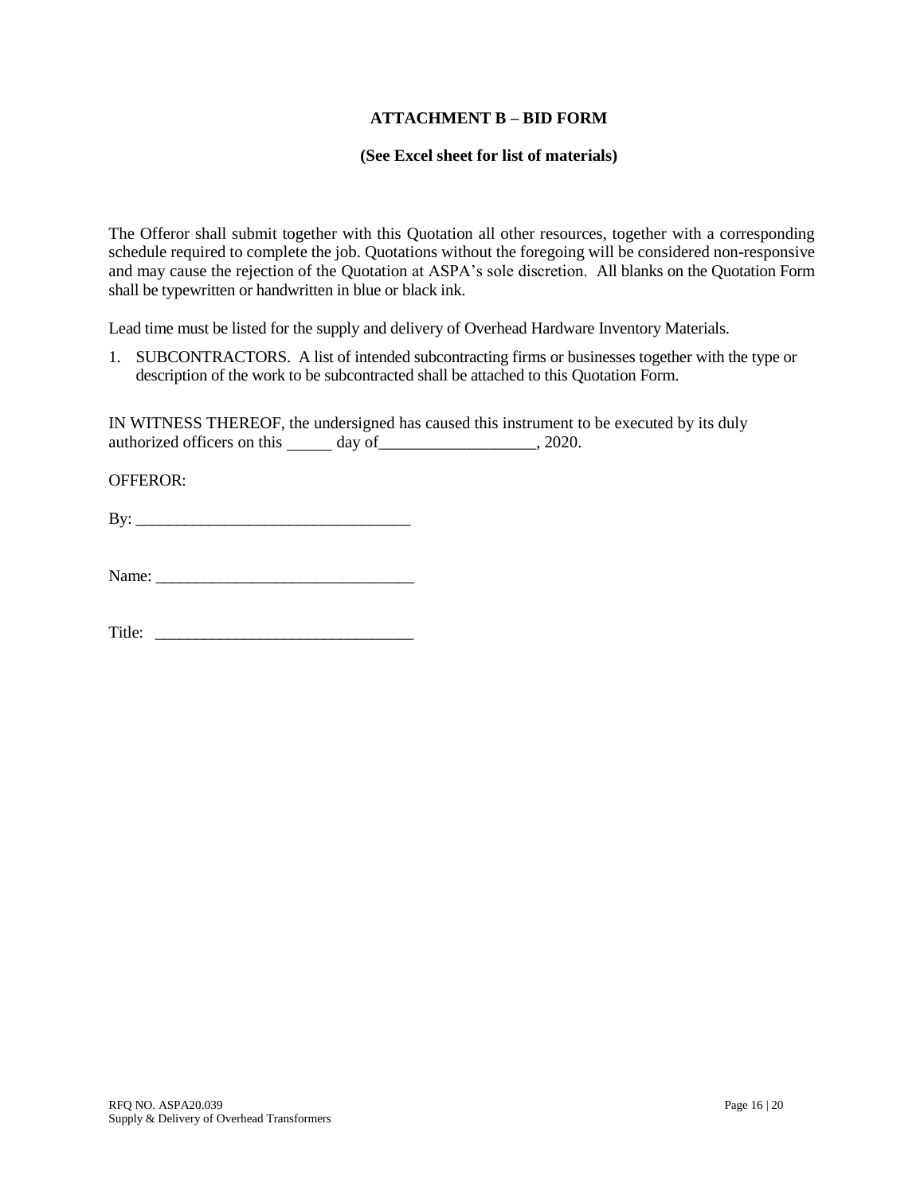**ATTACHMENT B – BID FORM**

**(See Excel sheet for list of materials)**

The Offeror shall submit together with this Quotation all other resources, together with a corresponding schedule required to complete the job. Quotations without the foregoing will be considered non-responsive and may cause the rejection of the Quotation at ASPA's sole discretion. All blanks on the Quotation Form shall be typewritten or handwritten in blue or black ink.

Lead time must be listed for the supply and delivery of Overhead Hardware Inventory Materials.

1. SUBCONTRACTORS. A list of intended subcontracting firms or businesses together with the type or description of the work to be subcontracted shall be attached to this Quotation Form.

IN WITNESS THEREOF, the undersigned has caused this instrument to be executed by its duly authorized officers on this _____ day of___________________, 2020.

OFFEROR:

By: _________________________________

Name: _______________________________

Title: _______________________________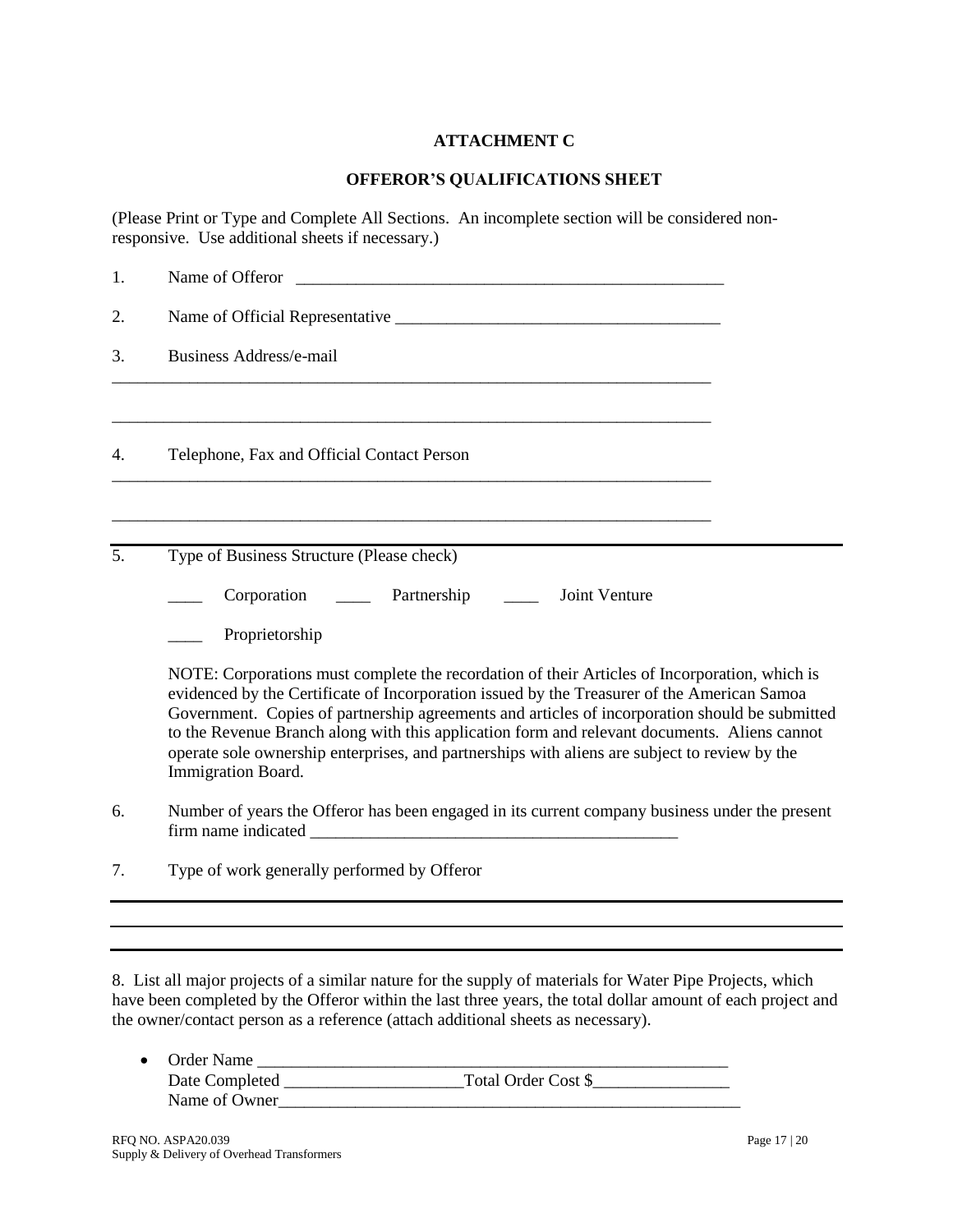**ATTACHMENT C**

**OFFEROR'S QUALIFICATIONS SHEET**

(Please Print or Type and Complete All Sections. An incomplete section will be considered non-responsive. Use additional sheets if necessary.)

1. Name of Offeror ____________________________________________________

2. Name of Official Representative ______________________________________

3. Business Address/e-mail

___________________________________________________________________________

___________________________________________________________________________

4. Telephone, Fax and Official Contact Person

___________________________________________________________________________

___________________________________________________________________________

5. Type of Business Structure (Please check)

   ____ Corporation ____ Partnership ____ Joint Venture

   ____ Proprietorship

   NOTE: Corporations must complete the recordation of their Articles of Incorporation, which is evidenced by the Certificate of Incorporation issued by the Treasurer of the American Samoa Government. Copies of partnership agreements and articles of incorporation should be submitted to the Revenue Branch along with this application form and relevant documents. Aliens cannot operate sole ownership enterprises, and partnerships with aliens are subject to review by the Immigration Board.

6. Number of years the Offeror has been engaged in its current company business under the present firm name indicated ____________________________________________

7. Type of work generally performed by Offeror

___________________________________________________________________________

___________________________________________________________________________

8. List all major projects of a similar nature for the supply of materials for Water Pipe Projects, which have been completed by the Offeror within the last three years, the total dollar amount of each project and the owner/contact person as a reference (attach additional sheets as necessary).

- Order Name ________________________________________________________
  Date Completed ____________________Total Order Cost $_______________
  Name of Owner______________________________________________________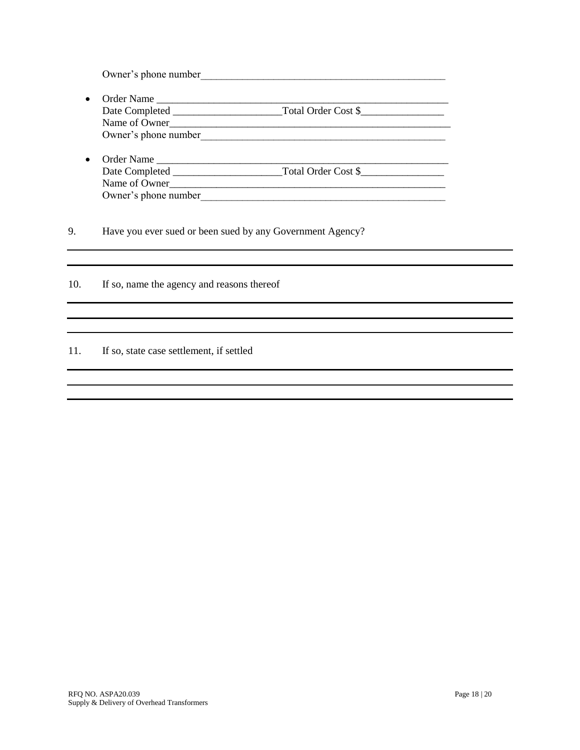Owner's phone number_______________________________________________

- Order Name _______________________________________________________
  Date Completed ___________________Total Order Cost $_______________
  Name of Owner_____________________________________________________
  Owner's phone number_______________________________________________

- Order Name _______________________________________________________
  Date Completed ___________________Total Order Cost $_______________
  Name of Owner_____________________________________________________
  Owner's phone number_______________________________________________

9. Have you ever sued or been sued by any Government Agency?

_______________________________________________________________________

_______________________________________________________________________

10. If so, name the agency and reasons thereof

_______________________________________________________________________

_______________________________________________________________________

_______________________________________________________________________

11. If so, state case settlement, if settled

_______________________________________________________________________

_______________________________________________________________________

_______________________________________________________________________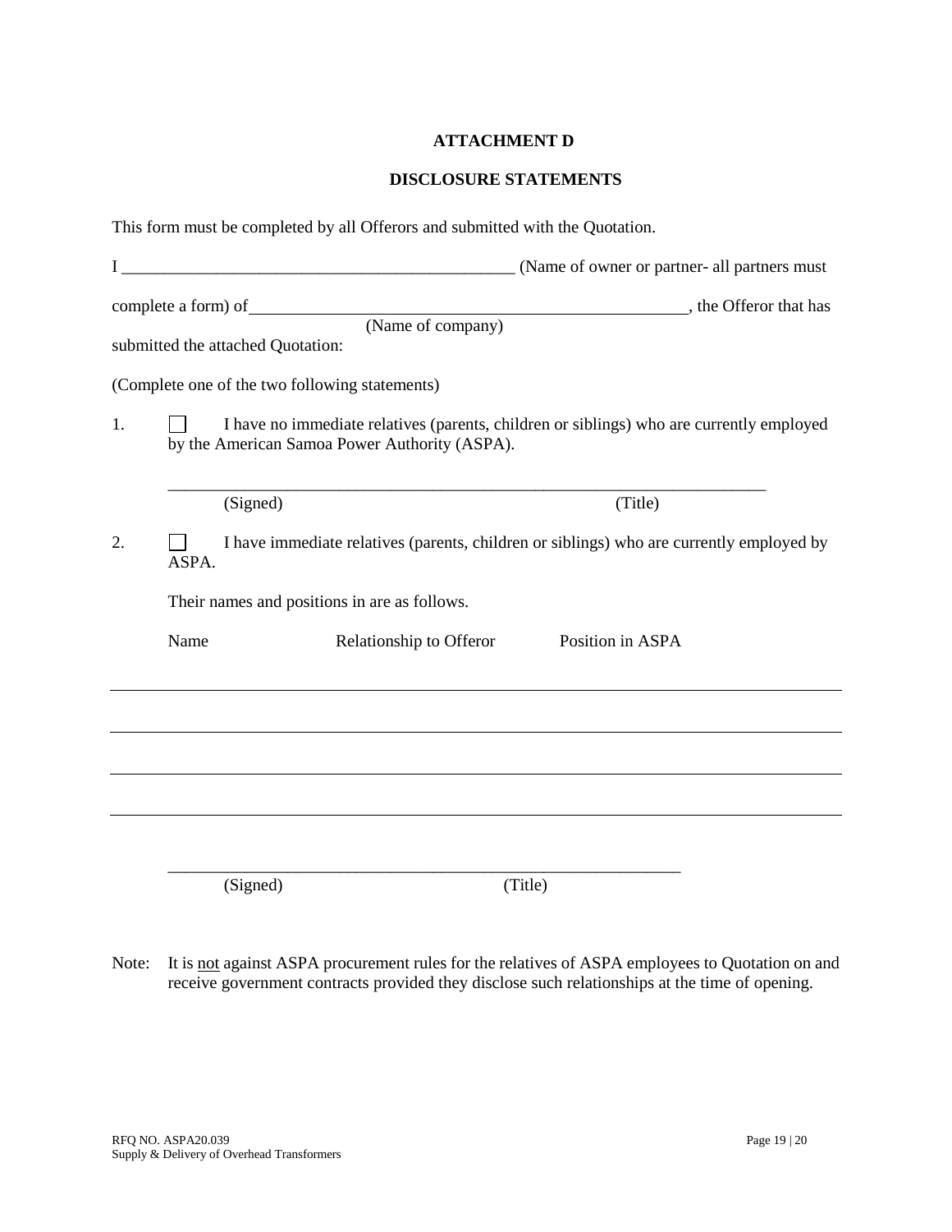# ATTACHMENT D

## DISCLOSURE STATEMENTS

This form must be completed by all Offerors and submitted with the Quotation.

I ______________________________________________ (Name of owner or partner- all partners must complete a form) of ____________________________________________________, the Offeror that has
(Name of company)
submitted the attached Quotation:

(Complete one of the two following statements)

1. ☐ I have no immediate relatives (parents, children or siblings) who are currently employed by the American Samoa Power Authority (ASPA).

   ______________________________________________________________________
   (Signed)                                                                                    (Title)

2. ☐ I have immediate relatives (parents, children or siblings) who are currently employed by ASPA.

   Their names and positions in are as follows.

| Name | Relationship to Offeror | Position in ASPA |
|---|---|---|
| | | |
| | | |
| | | |
| | | |

   ____________________________________________________________
   (Signed)                                                (Title)

Note: It is not against ASPA procurement rules for the relatives of ASPA employees to Quotation on and receive government contracts provided they disclose such relationships at the time of opening.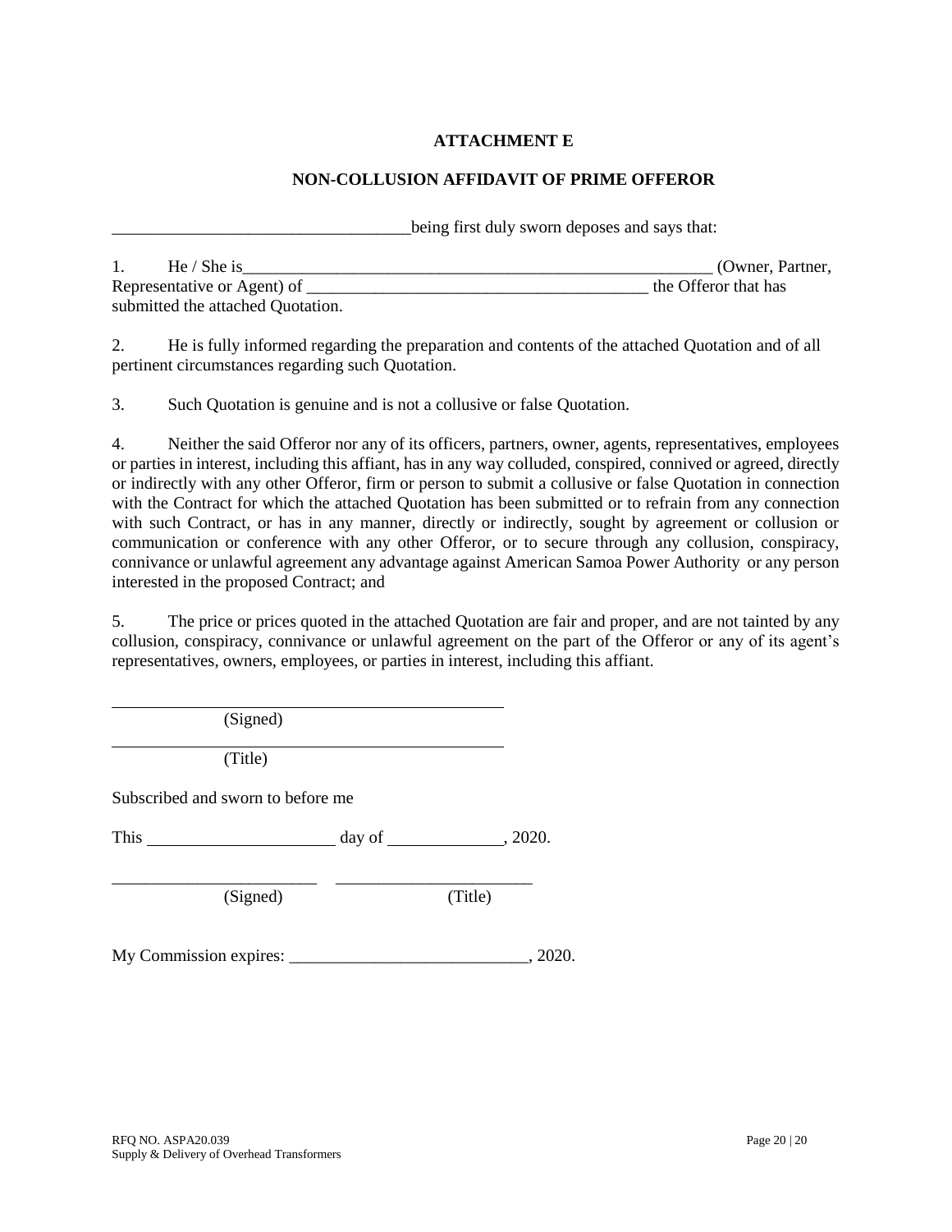## ATTACHMENT E

## NON-COLLUSION AFFIDAVIT OF PRIME OFFEROR

___________________________________being first duly sworn deposes and says that:

1. He / She is________________________________________________________ (Owner, Partner, Representative or Agent) of ________________________________________ the Offeror that has submitted the attached Quotation.

2. He is fully informed regarding the preparation and contents of the attached Quotation and of all pertinent circumstances regarding such Quotation.

3. Such Quotation is genuine and is not a collusive or false Quotation.

4. Neither the said Offeror nor any of its officers, partners, owner, agents, representatives, employees or parties in interest, including this affiant, has in any way colluded, conspired, connived or agreed, directly or indirectly with any other Offeror, firm or person to submit a collusive or false Quotation in connection with the Contract for which the attached Quotation has been submitted or to refrain from any connection with such Contract, or has in any manner, directly or indirectly, sought by agreement or collusion or communication or conference with any other Offeror, or to secure through any collusion, conspiracy, connivance or unlawful agreement any advantage against American Samoa Power Authority or any person interested in the proposed Contract; and

5. The price or prices quoted in the attached Quotation are fair and proper, and are not tainted by any collusion, conspiracy, connivance or unlawful agreement on the part of the Offeror or any of its agent's representatives, owners, employees, or parties in interest, including this affiant.

______________________________________________
(Signed)

______________________________________________
(Title)

Subscribed and sworn to before me

This ______________________ day of _____________, 2020.

_______________________ ______________________
(Signed) (Title)

My Commission expires: ____________________________, 2020.

RFQ NO. ASPA20.039
Supply & Delivery of Overhead Transformers